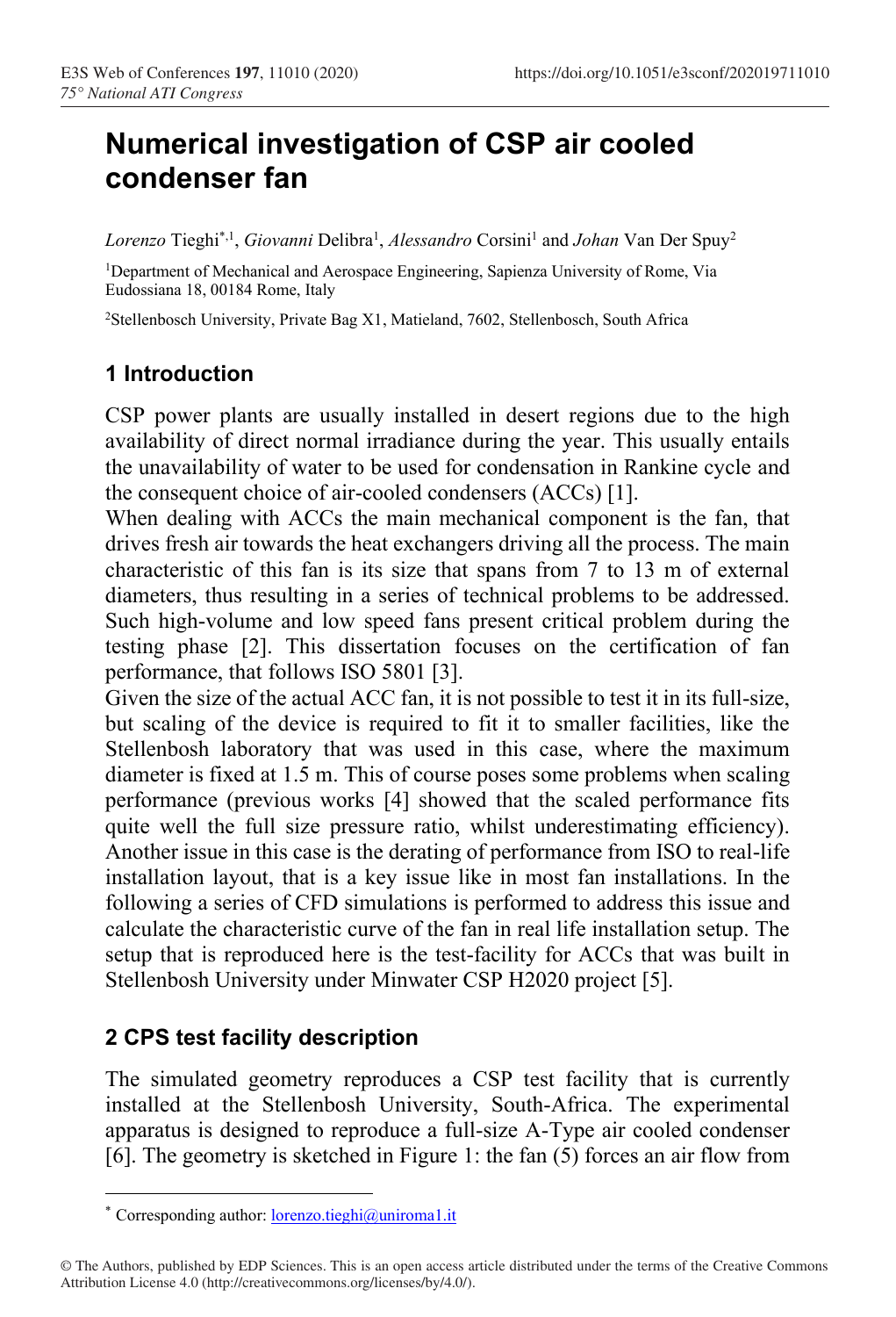# Numerical investigation of CSP air cooled condenser fan

*Lorenzo* Tieghi[*,1], *Giovanni* Delibra[1], *Alessandro* Corsini[1] and *Johan* Van Der Spuy[2]

[1]Department of Mechanical and Aerospace Engineering, Sapienza University of Rome, Via Eudossiana 18, 00184 Rome, Italy

[2]Stellenbosch University, Private Bag X1, Matieland, 7602, Stellenbosch, South Africa

## 1 Introduction

CSP power plants are usually installed in desert regions due to the high availability of direct normal irradiance during the year. This usually entails the unavailability of water to be used for condensation in Rankine cycle and the consequent choice of air-cooled condensers (ACCs) [1].

When dealing with ACCs the main mechanical component is the fan, that drives fresh air towards the heat exchangers driving all the process. The main characteristic of this fan is its size that spans from 7 to 13 m of external diameters, thus resulting in a series of technical problems to be addressed. Such high-volume and low speed fans present critical problem during the testing phase [2]. This dissertation focuses on the certification of fan performance, that follows ISO 5801 [3].

Given the size of the actual ACC fan, it is not possible to test it in its full-size, but scaling of the device is required to fit it to smaller facilities, like the Stellenbosh laboratory that was used in this case, where the maximum diameter is fixed at 1.5 m. This of course poses some problems when scaling performance (previous works [4] showed that the scaled performance fits quite well the full size pressure ratio, whilst underestimating efficiency). Another issue in this case is the derating of performance from ISO to real-life installation layout, that is a key issue like in most fan installations. In the following a series of CFD simulations is performed to address this issue and calculate the characteristic curve of the fan in real life installation setup. The setup that is reproduced here is the test-facility for ACCs that was built in Stellenbosh University under Minwater CSP H2020 project [5].

## 2 CPS test facility description

The simulated geometry reproduces a CSP test facility that is currently installed at the Stellenbosh University, South-Africa. The experimental apparatus is designed to reproduce a full-size A-Type air cooled condenser [6]. The geometry is sketched in Figure 1: the fan (5) forces an air flow from

---

[*] Corresponding author: lorenzo.tieghi@uniroma1.it

© The Authors, published by EDP Sciences. This is an open access article distributed under the terms of the Creative Commons Attribution License 4.0 (http://creativecommons.org/licenses/by/4.0/).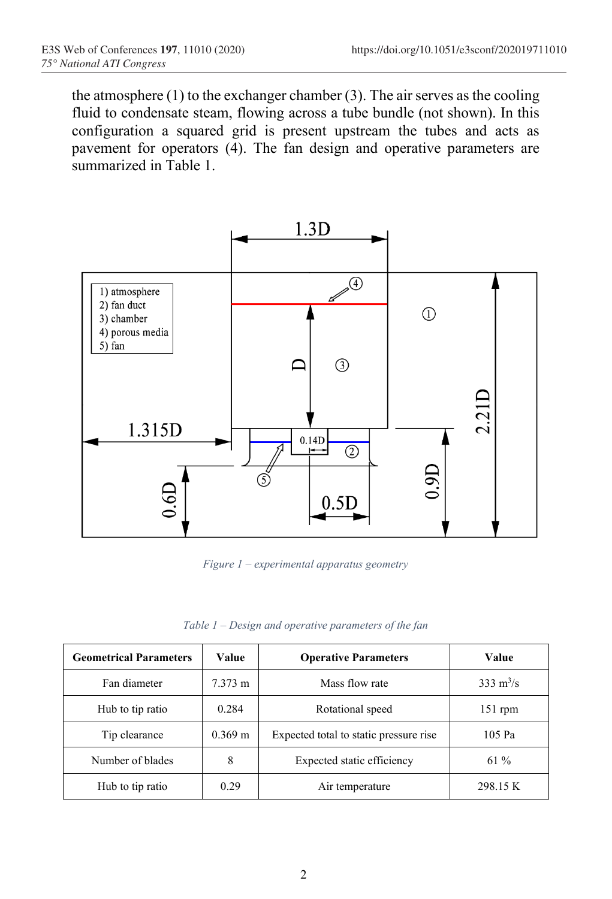the atmosphere (1) to the exchanger chamber (3). The air serves as the cooling fluid to condensate steam, flowing across a tube bundle (not shown). In this configuration a squared grid is present upstream the tubes and acts as pavement for operators (4). The fan design and operative parameters are summarized in Table 1.

*Figure 1 – experimental apparatus geometry*

*Table 1 – Design and operative parameters of the fan*

| Geometrical Parameters | Value | Operative Parameters | Value |
|---|---|---|---|
| Fan diameter | 7.373 m | Mass flow rate | 333 $m^3/s$ |
| Hub to tip ratio | 0.284 | Rotational speed | 151 rpm |
| Tip clearance | 0.369 m | Expected total to static pressure rise | 105 Pa |
| Number of blades | 8 | Expected static efficiency | 61 % |
| Hub to tip ratio | 0.29 | Air temperature | 298.15 K |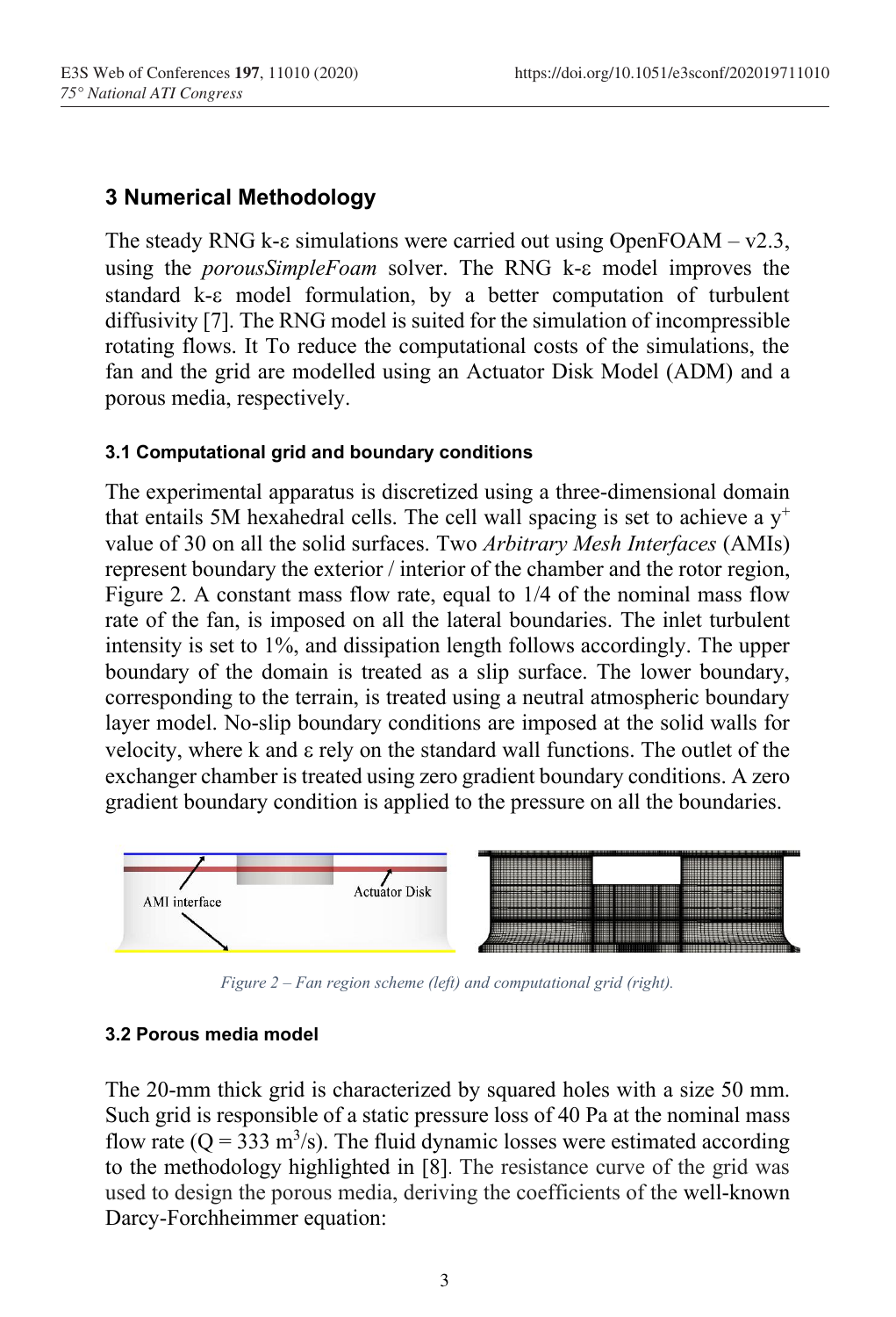## 3 Numerical Methodology

The steady RNG k-ε simulations were carried out using OpenFOAM – v2.3, using the *porousSimpleFoam* solver. The RNG k-ε model improves the standard k-ε model formulation, by a better computation of turbulent diffusivity [7]. The RNG model is suited for the simulation of incompressible rotating flows. It To reduce the computational costs of the simulations, the fan and the grid are modelled using an Actuator Disk Model (ADM) and a porous media, respectively.

### 3.1 Computational grid and boundary conditions

The experimental apparatus is discretized using a three-dimensional domain that entails 5M hexahedral cells. The cell wall spacing is set to achieve a $y^+$ value of 30 on all the solid surfaces. Two *Arbitrary Mesh Interfaces* (AMIs) represent boundary the exterior / interior of the chamber and the rotor region, Figure 2. A constant mass flow rate, equal to 1/4 of the nominal mass flow rate of the fan, is imposed on all the lateral boundaries. The inlet turbulent intensity is set to 1%, and dissipation length follows accordingly. The upper boundary of the domain is treated as a slip surface. The lower boundary, corresponding to the terrain, is treated using a neutral atmospheric boundary layer model. No-slip boundary conditions are imposed at the solid walls for velocity, where k and ε rely on the standard wall functions. The outlet of the exchanger chamber is treated using zero gradient boundary conditions. A zero gradient boundary condition is applied to the pressure on all the boundaries.

*Figure 2 – Fan region scheme (left) and computational grid (right).*

### 3.2 Porous media model

The 20-mm thick grid is characterized by squared holes with a size 50 mm. Such grid is responsible of a static pressure loss of 40 Pa at the nominal mass flow rate ($Q = 333$ $m^3/s$). The fluid dynamic losses were estimated according to the methodology highlighted in [8]. The resistance curve of the grid was used to design the porous media, deriving the coefficients of the well-known Darcy-Forchheimmer equation: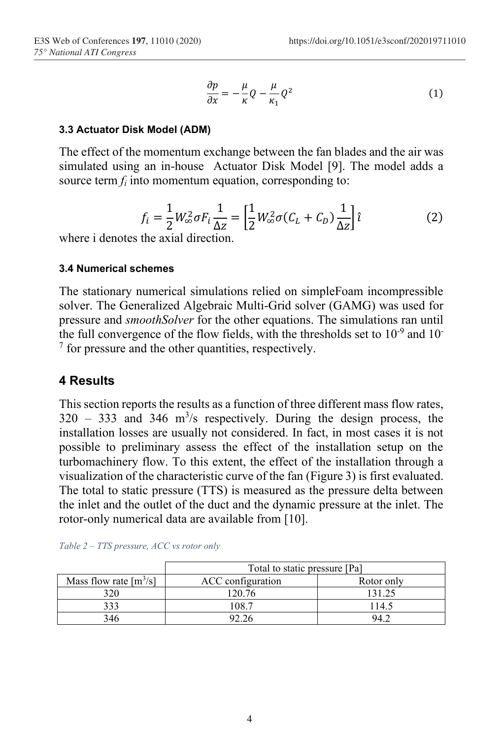$$\frac{\partial p}{\partial x} = -\frac{\mu}{\kappa} Q - \frac{\mu}{\kappa_1} Q^2 \quad (1)$$

### 3.3 Actuator Disk Model (ADM)

The effect of the momentum exchange between the fan blades and the air was simulated using an in-house Actuator Disk Model [9]. The model adds a source term $f_i$ into momentum equation, corresponding to:

$$f_i = \frac{1}{2} W_\infty^2 \sigma F_i \frac{1}{\Delta z} = \left[\frac{1}{2} W_\infty^2 \sigma (C_L + C_D) \frac{1}{\Delta z}\right] \hat{\imath} \quad (2)$$

where i denotes the axial direction.

### 3.4 Numerical schemes

The stationary numerical simulations relied on simpleFoam incompressible solver. The Generalized Algebraic Multi-Grid solver (GAMG) was used for pressure and *smoothSolver* for the other equations. The simulations ran until the full convergence of the flow fields, with the thresholds set to $10^{-9}$ and $10^{-7}$ for pressure and the other quantities, respectively.

## 4 Results

This section reports the results as a function of three different mass flow rates, 320 – 333 and 346 $m^3/s$ respectively. During the design process, the installation losses are usually not considered. In fact, in most cases it is not possible to preliminary assess the effect of the installation setup on the turbomachinery flow. To this extent, the effect of the installation through a visualization of the characteristic curve of the fan (Figure 3) is first evaluated. The total to static pressure (TTS) is measured as the pressure delta between the inlet and the outlet of the duct and the dynamic pressure at the inlet. The rotor-only numerical data are available from [10].

*Table 2 – TTS pressure, ACC vs rotor only*

| | Total to static pressure [Pa] | |
|---|---|---|
| Mass flow rate [$m^3/s$] | ACC configuration | Rotor only |
| 320 | 120.76 | 131.25 |
| 333 | 108.7 | 114.5 |
| 346 | 92.26 | 94.2 |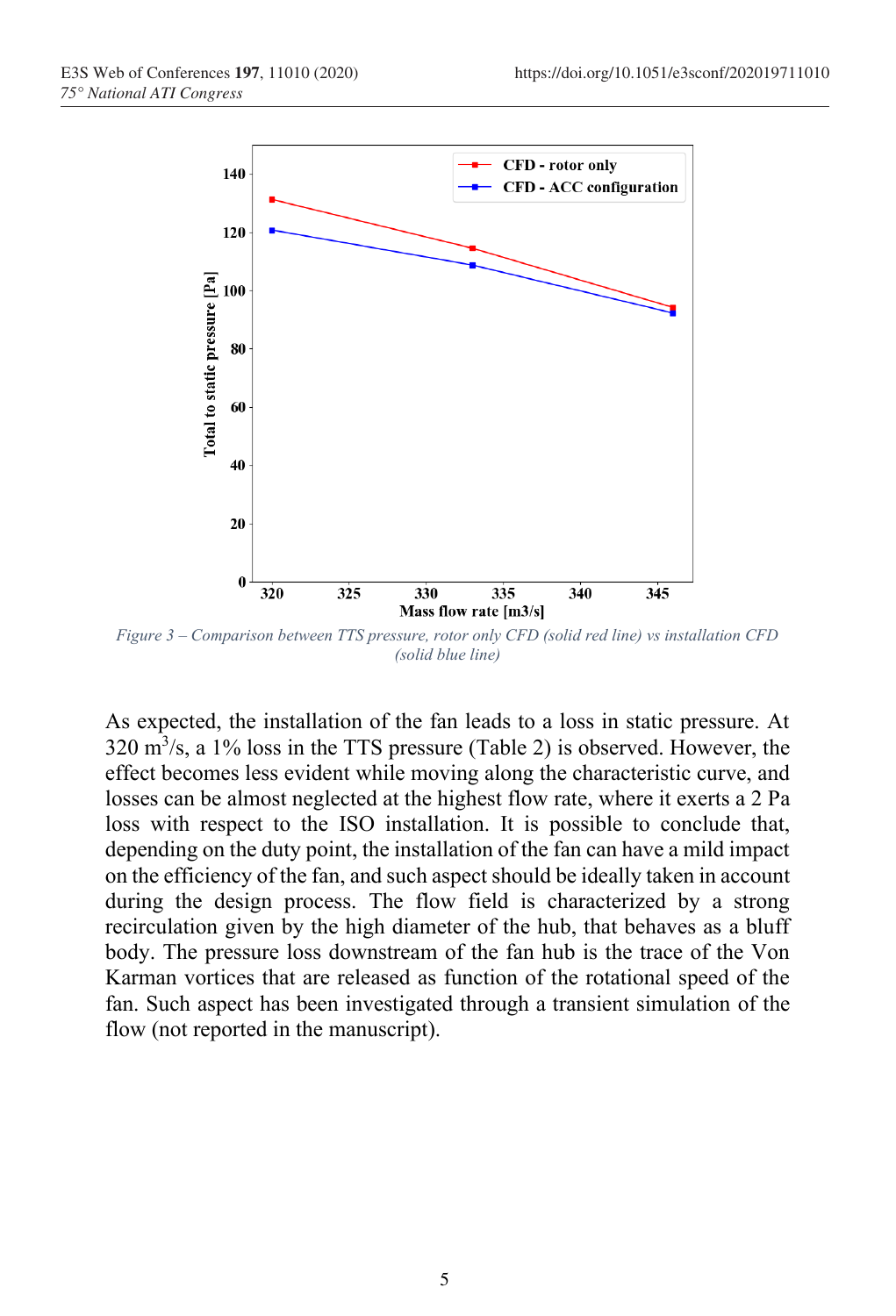*Figure 3 – Comparison between TTS pressure, rotor only CFD (solid red line) vs installation CFD (solid blue line)*

As expected, the installation of the fan leads to a loss in static pressure. At 320 $m^3$/s, a 1% loss in the TTS pressure (Table 2) is observed. However, the effect becomes less evident while moving along the characteristic curve, and losses can be almost neglected at the highest flow rate, where it exerts a 2 Pa loss with respect to the ISO installation. It is possible to conclude that, depending on the duty point, the installation of the fan can have a mild impact on the efficiency of the fan, and such aspect should be ideally taken in account during the design process. The flow field is characterized by a strong recirculation given by the high diameter of the hub, that behaves as a bluff body. The pressure loss downstream of the fan hub is the trace of the Von Karman vortices that are released as function of the rotational speed of the fan. Such aspect has been investigated through a transient simulation of the flow (not reported in the manuscript).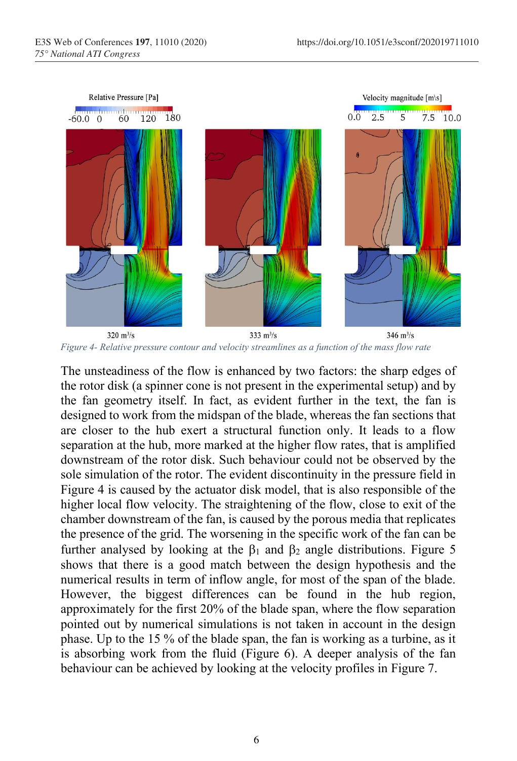Relative Pressure [Pa]

-60.0 0 60 120 180

Velocity magnitude [m\s]

0.0 2.5 5 7.5 10.0

320 $m^3/s$ 333 $m^3/s$ 346 $m^3/s$

*Figure 4- Relative pressure contour and velocity streamlines as a function of the mass flow rate*

The unsteadiness of the flow is enhanced by two factors: the sharp edges of the rotor disk (a spinner cone is not present in the experimental setup) and by the fan geometry itself. In fact, as evident further in the text, the fan is designed to work from the midspan of the blade, whereas the fan sections that are closer to the hub exert a structural function only. It leads to a flow separation at the hub, more marked at the higher flow rates, that is amplified downstream of the rotor disk. Such behaviour could not be observed by the sole simulation of the rotor. The evident discontinuity in the pressure field in Figure 4 is caused by the actuator disk model, that is also responsible of the higher local flow velocity. The straightening of the flow, close to exit of the chamber downstream of the fan, is caused by the porous media that replicates the presence of the grid. The worsening in the specific work of the fan can be further analysed by looking at the $\beta_1$ and $\beta_2$ angle distributions. Figure 5 shows that there is a good match between the design hypothesis and the numerical results in term of inflow angle, for most of the span of the blade. However, the biggest differences can be found in the hub region, approximately for the first 20% of the blade span, where the flow separation pointed out by numerical simulations is not taken in account in the design phase. Up to the 15 % of the blade span, the fan is working as a turbine, as it is absorbing work from the fluid (Figure 6). A deeper analysis of the fan behaviour can be achieved by looking at the velocity profiles in Figure 7.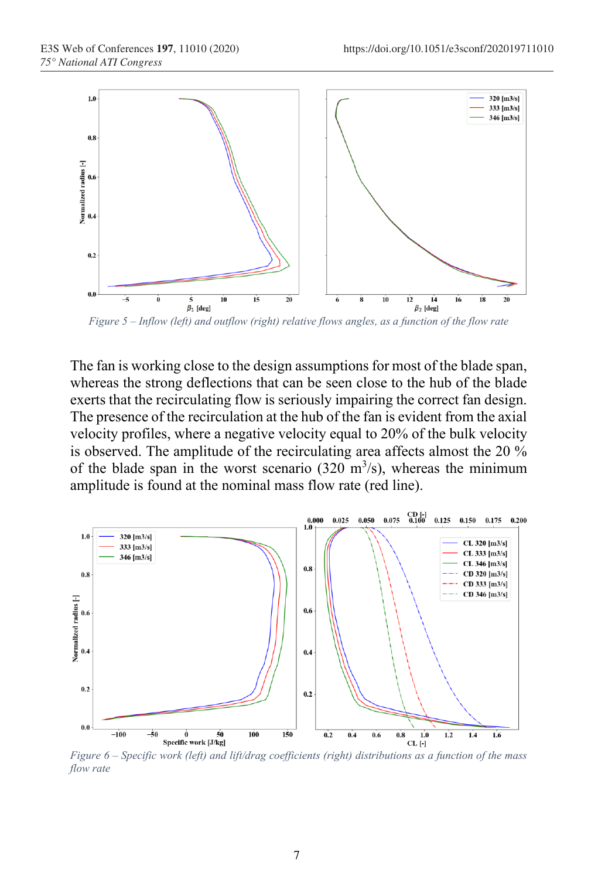Figure 5 – Inflow (left) and outflow (right) relative flows angles, as a function of the flow rate

The fan is working close to the design assumptions for most of the blade span, whereas the strong deflections that can be seen close to the hub of the blade exerts that the recirculating flow is seriously impairing the correct fan design. The presence of the recirculation at the hub of the fan is evident from the axial velocity profiles, where a negative velocity equal to 20% of the bulk velocity is observed. The amplitude of the recirculating area affects almost the 20 % of the blade span in the worst scenario (320 $m^3/s$), whereas the minimum amplitude is found at the nominal mass flow rate (red line).

Figure 6 – Specific work (left) and lift/drag coefficients (right) distributions as a function of the mass flow rate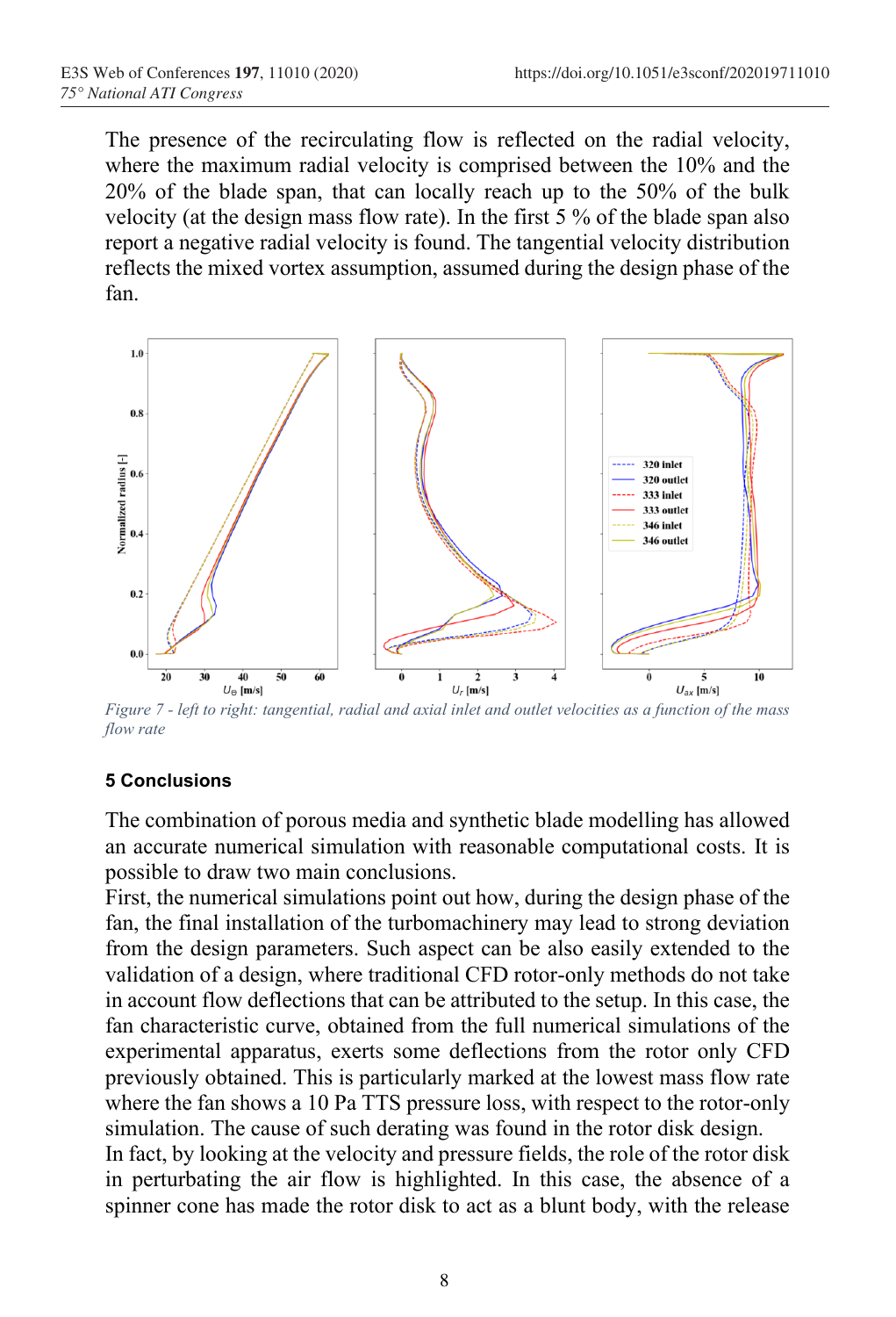The presence of the recirculating flow is reflected on the radial velocity, where the maximum radial velocity is comprised between the 10% and the 20% of the blade span, that can locally reach up to the 50% of the bulk velocity (at the design mass flow rate). In the first 5 % of the blade span also report a negative radial velocity is found. The tangential velocity distribution reflects the mixed vortex assumption, assumed during the design phase of the fan.

*Figure 7 - left to right: tangential, radial and axial inlet and outlet velocities as a function of the mass flow rate*

## 5 Conclusions

The combination of porous media and synthetic blade modelling has allowed an accurate numerical simulation with reasonable computational costs. It is possible to draw two main conclusions.

First, the numerical simulations point out how, during the design phase of the fan, the final installation of the turbomachinery may lead to strong deviation from the design parameters. Such aspect can be also easily extended to the validation of a design, where traditional CFD rotor-only methods do not take in account flow deflections that can be attributed to the setup. In this case, the fan characteristic curve, obtained from the full numerical simulations of the experimental apparatus, exerts some deflections from the rotor only CFD previously obtained. This is particularly marked at the lowest mass flow rate where the fan shows a 10 Pa TTS pressure loss, with respect to the rotor-only simulation. The cause of such derating was found in the rotor disk design.

In fact, by looking at the velocity and pressure fields, the role of the rotor disk in perturbating the air flow is highlighted. In this case, the absence of a spinner cone has made the rotor disk to act as a blunt body, with the release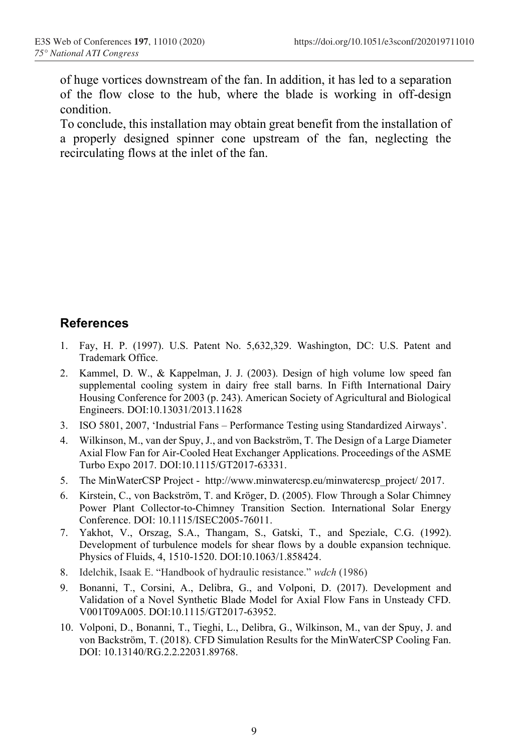of huge vortices downstream of the fan. In addition, it has led to a separation of the flow close to the hub, where the blade is working in off-design condition.

To conclude, this installation may obtain great benefit from the installation of a properly designed spinner cone upstream of the fan, neglecting the recirculating flows at the inlet of the fan.

## References

1. Fay, H. P. (1997). U.S. Patent No. 5,632,329. Washington, DC: U.S. Patent and Trademark Office.
2. Kammel, D. W., & Kappelman, J. J. (2003). Design of high volume low speed fan supplemental cooling system in dairy free stall barns. In Fifth International Dairy Housing Conference for 2003 (p. 243). American Society of Agricultural and Biological Engineers. DOI:10.13031/2013.11628
3. ISO 5801, 2007, 'Industrial Fans – Performance Testing using Standardized Airways'.
4. Wilkinson, M., van der Spuy, J., and von Backström, T. The Design of a Large Diameter Axial Flow Fan for Air-Cooled Heat Exchanger Applications. Proceedings of the ASME Turbo Expo 2017. DOI:10.1115/GT2017-63331.
5. The MinWaterCSP Project - http://www.minwatercsp.eu/minwatercsp_project/ 2017.
6. Kirstein, C., von Backström, T. and Kröger, D. (2005). Flow Through a Solar Chimney Power Plant Collector-to-Chimney Transition Section. International Solar Energy Conference. DOI: 10.1115/ISEC2005-76011.
7. Yakhot, V., Orszag, S.A., Thangam, S., Gatski, T., and Speziale, C.G. (1992). Development of turbulence models for shear flows by a double expansion technique. Physics of Fluids, 4, 1510-1520. DOI:10.1063/1.858424.
8. Idelchik, Isaak E. "Handbook of hydraulic resistance." *wdch* (1986)
9. Bonanni, T., Corsini, A., Delibra, G., and Volponi, D. (2017). Development and Validation of a Novel Synthetic Blade Model for Axial Flow Fans in Unsteady CFD. V001T09A005. DOI:10.1115/GT2017-63952.
10. Volponi, D., Bonanni, T., Tieghi, L., Delibra, G., Wilkinson, M., van der Spuy, J. and von Backström, T. (2018). CFD Simulation Results for the MinWaterCSP Cooling Fan. DOI: 10.13140/RG.2.2.22031.89768.